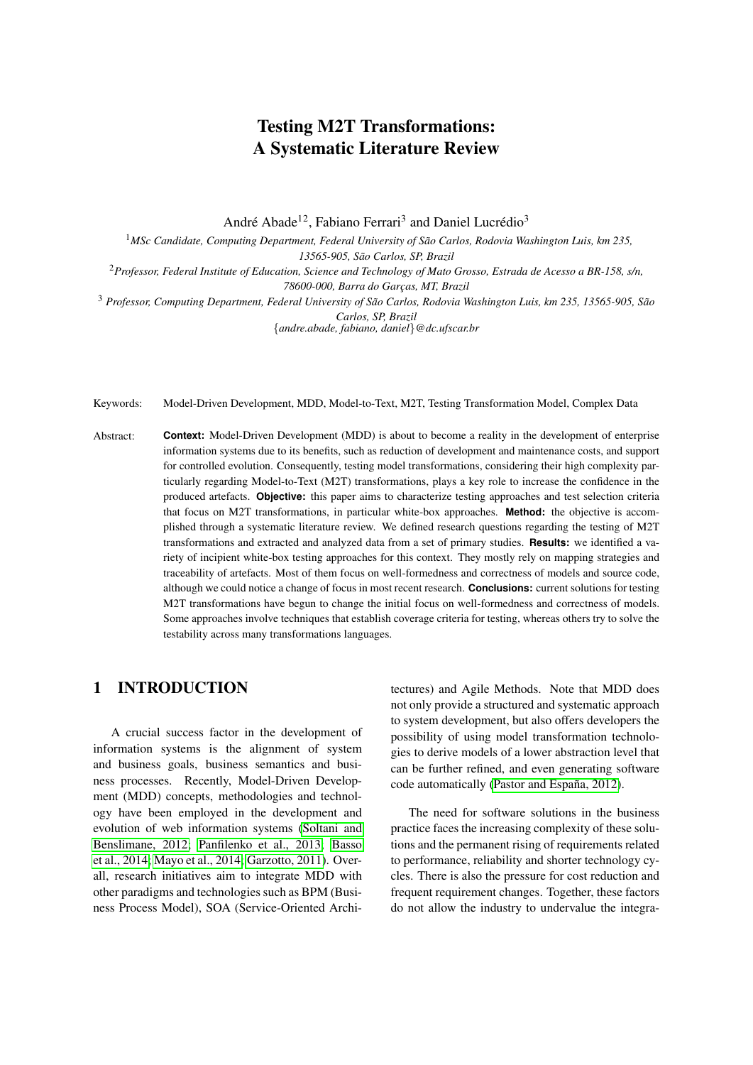# Testing M2T Transformations: A Systematic Literature Review

André Abade[1,2], Fabiano Ferrari[3] and Daniel Lucrédio[3]

[1]*MSc Candidate, Computing Department, Federal University of São Carlos, Rodovia Washington Luis, km 235, 13565-905, São Carlos, SP, Brazil*

[2]*Professor, Federal Institute of Education, Science and Technology of Mato Grosso, Estrada de Acesso a BR-158, s/n, 78600-000, Barra do Garças, MT, Brazil*

[3] *Professor, Computing Department, Federal University of São Carlos, Rodovia Washington Luis, km 235, 13565-905, São Carlos, SP, Brazil*

{*andre.abade, fabiano, daniel*}*@dc.ufscar.br*

Keywords: Model-Driven Development, MDD, Model-to-Text, M2T, Testing Transformation Model, Complex Data

Abstract: **Context:** Model-Driven Development (MDD) is about to become a reality in the development of enterprise information systems due to its benefits, such as reduction of development and maintenance costs, and support for controlled evolution. Consequently, testing model transformations, considering their high complexity particularly regarding Model-to-Text (M2T) transformations, plays a key role to increase the confidence in the produced artefacts. **Objective:** this paper aims to characterize testing approaches and test selection criteria that focus on M2T transformations, in particular white-box approaches. **Method:** the objective is accomplished through a systematic literature review. We defined research questions regarding the testing of M2T transformations and extracted and analyzed data from a set of primary studies. **Results:** we identified a variety of incipient white-box testing approaches for this context. They mostly rely on mapping strategies and traceability of artefacts. Most of them focus on well-formedness and correctness of models and source code, although we could notice a change of focus in most recent research. **Conclusions:** current solutions for testing M2T transformations have begun to change the initial focus on well-formedness and correctness of models. Some approaches involve techniques that establish coverage criteria for testing, whereas others try to solve the testability across many transformations languages.

## 1 INTRODUCTION

A crucial success factor in the development of information systems is the alignment of system and business goals, business semantics and business processes. Recently, Model-Driven Development (MDD) concepts, methodologies and technology have been employed in the development and evolution of web information systems (Soltani and Benslimane, 2012; Panfilenko et al., 2013; Basso et al., 2014; Mayo et al., 2014; Garzotto, 2011). Overall, research initiatives aim to integrate MDD with other paradigms and technologies such as BPM (Business Process Model), SOA (Service-Oriented Architectures) and Agile Methods. Note that MDD does not only provide a structured and systematic approach to system development, but also offers developers the possibility of using model transformation technologies to derive models of a lower abstraction level that can be further refined, and even generating software code automatically (Pastor and España, 2012).

The need for software solutions in the business practice faces the increasing complexity of these solutions and the permanent rising of requirements related to performance, reliability and shorter technology cycles. There is also the pressure for cost reduction and frequent requirement changes. Together, these factors do not allow the industry to undervalue the integra-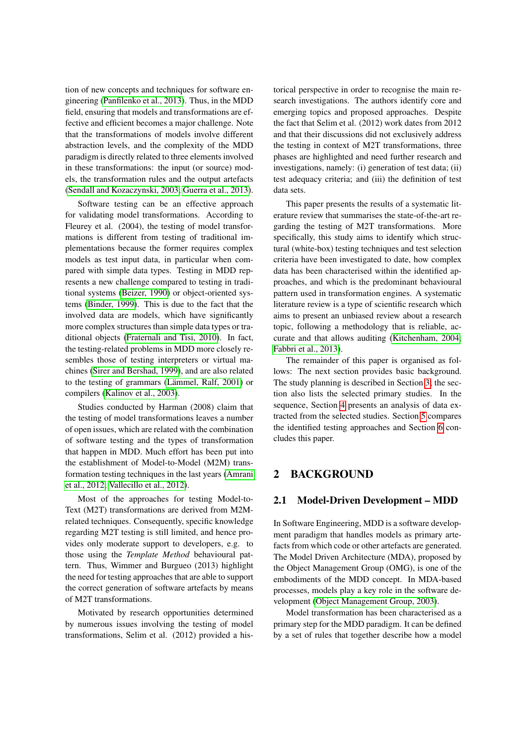tion of new concepts and techniques for software engineering (Panfilenko et al., 2013). Thus, in the MDD field, ensuring that models and transformations are effective and efficient becomes a major challenge. Note that the transformations of models involve different abstraction levels, and the complexity of the MDD paradigm is directly related to three elements involved in these transformations: the input (or source) models, the transformation rules and the output artefacts (Sendall and Kozaczynski, 2003; Guerra et al., 2013).

Software testing can be an effective approach for validating model transformations. According to Fleurey et al. (2004), the testing of model transformations is different from testing of traditional implementations because the former requires complex models as test input data, in particular when compared with simple data types. Testing in MDD represents a new challenge compared to testing in traditional systems (Beizer, 1990) or object-oriented systems (Binder, 1999). This is due to the fact that the involved data are models, which have significantly more complex structures than simple data types or traditional objects (Fraternali and Tisi, 2010). In fact, the testing-related problems in MDD more closely resembles those of testing interpreters or virtual machines (Sirer and Bershad, 1999), and are also related to the testing of grammars (Lämmel, Ralf, 2001) or compilers (Kalinov et al., 2003).

Studies conducted by Harman (2008) claim that the testing of model transformations leaves a number of open issues, which are related with the combination of software testing and the types of transformation that happen in MDD. Much effort has been put into the establishment of Model-to-Model (M2M) transformation testing techniques in the last years (Amrani et al., 2012; Vallecillo et al., 2012).

Most of the approaches for testing Model-to-Text (M2T) transformations are derived from M2M-related techniques. Consequently, specific knowledge regarding M2T testing is still limited, and hence provides only moderate support to developers, e.g. to those using the *Template Method* behavioural pattern. Thus, Wimmer and Burgueo (2013) highlight the need for testing approaches that are able to support the correct generation of software artefacts by means of M2T transformations.

Motivated by research opportunities determined by numerous issues involving the testing of model transformations, Selim et al. (2012) provided a historical perspective in order to recognise the main research investigations. The authors identify core and emerging topics and proposed approaches. Despite the fact that Selim et al. (2012) work dates from 2012 and that their discussions did not exclusively address the testing in context of M2T transformations, three phases are highlighted and need further research and investigations, namely: (i) generation of test data; (ii) test adequacy criteria; and (iii) the definition of test data sets.

This paper presents the results of a systematic literature review that summarises the state-of-the-art regarding the testing of M2T transformations. More specifically, this study aims to identify which structural (white-box) testing techniques and test selection criteria have been investigated to date, how complex data has been characterised within the identified approaches, and which is the predominant behavioural pattern used in transformation engines. A systematic literature review is a type of scientific research which aims to present an unbiased review about a research topic, following a methodology that is reliable, accurate and that allows auditing (Kitchenham, 2004; Fabbri et al., 2013).

The remainder of this paper is organised as follows: The next section provides basic background. The study planning is described in Section 3; the section also lists the selected primary studies. In the sequence, Section 4 presents an analysis of data extracted from the selected studies. Section 5 compares the identified testing approaches and Section 6 concludes this paper.

# 2 BACKGROUND

## 2.1 Model-Driven Development – MDD

In Software Engineering, MDD is a software development paradigm that handles models as primary artefacts from which code or other artefacts are generated. The Model Driven Architecture (MDA), proposed by the Object Management Group (OMG), is one of the embodiments of the MDD concept. In MDA-based processes, models play a key role in the software development (Object Management Group, 2003).

Model transformation has been characterised as a primary step for the MDD paradigm. It can be defined by a set of rules that together describe how a model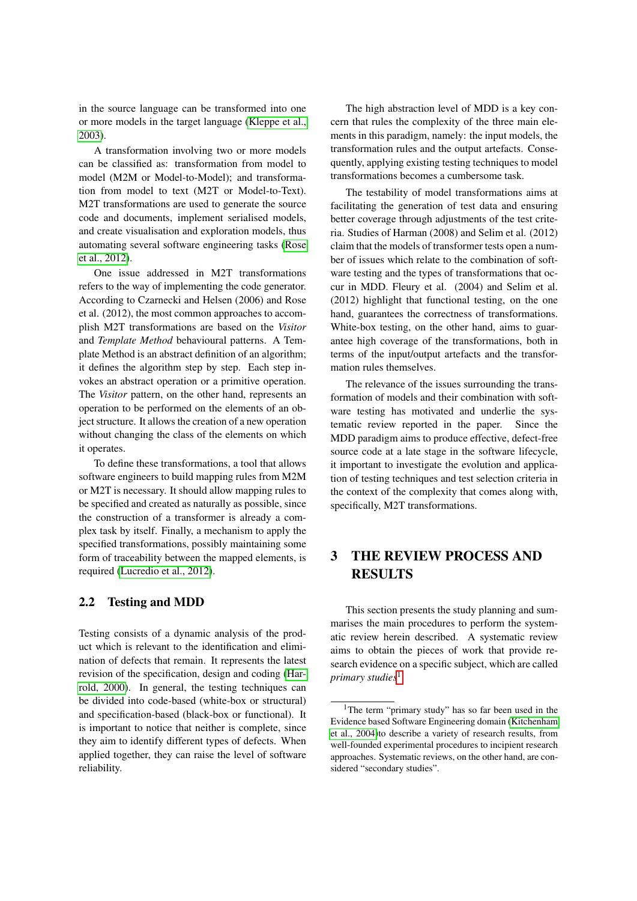in the source language can be transformed into one or more models in the target language (Kleppe et al., 2003).

A transformation involving two or more models can be classified as: transformation from model to model (M2M or Model-to-Model); and transformation from model to text (M2T or Model-to-Text). M2T transformations are used to generate the source code and documents, implement serialised models, and create visualisation and exploration models, thus automating several software engineering tasks (Rose et al., 2012).

One issue addressed in M2T transformations refers to the way of implementing the code generator. According to Czarnecki and Helsen (2006) and Rose et al. (2012), the most common approaches to accomplish M2T transformations are based on the *Visitor* and *Template Method* behavioural patterns. A Template Method is an abstract definition of an algorithm; it defines the algorithm step by step. Each step invokes an abstract operation or a primitive operation. The *Visitor* pattern, on the other hand, represents an operation to be performed on the elements of an object structure. It allows the creation of a new operation without changing the class of the elements on which it operates.

To define these transformations, a tool that allows software engineers to build mapping rules from M2M or M2T is necessary. It should allow mapping rules to be specified and created as naturally as possible, since the construction of a transformer is already a complex task by itself. Finally, a mechanism to apply the specified transformations, possibly maintaining some form of traceability between the mapped elements, is required (Lucredio et al., 2012).

## 2.2 Testing and MDD

Testing consists of a dynamic analysis of the product which is relevant to the identification and elimination of defects that remain. It represents the latest revision of the specification, design and coding (Harrold, 2000). In general, the testing techniques can be divided into code-based (white-box or structural) and specification-based (black-box or functional). It is important to notice that neither is complete, since they aim to identify different types of defects. When applied together, they can raise the level of software reliability.

The high abstraction level of MDD is a key concern that rules the complexity of the three main elements in this paradigm, namely: the input models, the transformation rules and the output artefacts. Consequently, applying existing testing techniques to model transformations becomes a cumbersome task.

The testability of model transformations aims at facilitating the generation of test data and ensuring better coverage through adjustments of the test criteria. Studies of Harman (2008) and Selim et al. (2012) claim that the models of transformer tests open a number of issues which relate to the combination of software testing and the types of transformations that occur in MDD. Fleury et al. (2004) and Selim et al. (2012) highlight that functional testing, on the one hand, guarantees the correctness of transformations. White-box testing, on the other hand, aims to guarantee high coverage of the transformations, both in terms of the input/output artefacts and the transformation rules themselves.

The relevance of the issues surrounding the transformation of models and their combination with software testing has motivated and underlie the systematic review reported in the paper. Since the MDD paradigm aims to produce effective, defect-free source code at a late stage in the software lifecycle, it important to investigate the evolution and application of testing techniques and test selection criteria in the context of the complexity that comes along with, specifically, M2T transformations.

# 3 THE REVIEW PROCESS AND RESULTS

This section presents the study planning and summarises the main procedures to perform the systematic review herein described. A systematic review aims to obtain the pieces of work that provide research evidence on a specific subject, which are called *primary studies*[1].

[1] The term "primary study" has so far been used in the Evidence based Software Engineering domain (Kitchenham et al., 2004)to describe a variety of research results, from well-founded experimental procedures to incipient research approaches. Systematic reviews, on the other hand, are considered "secondary studies".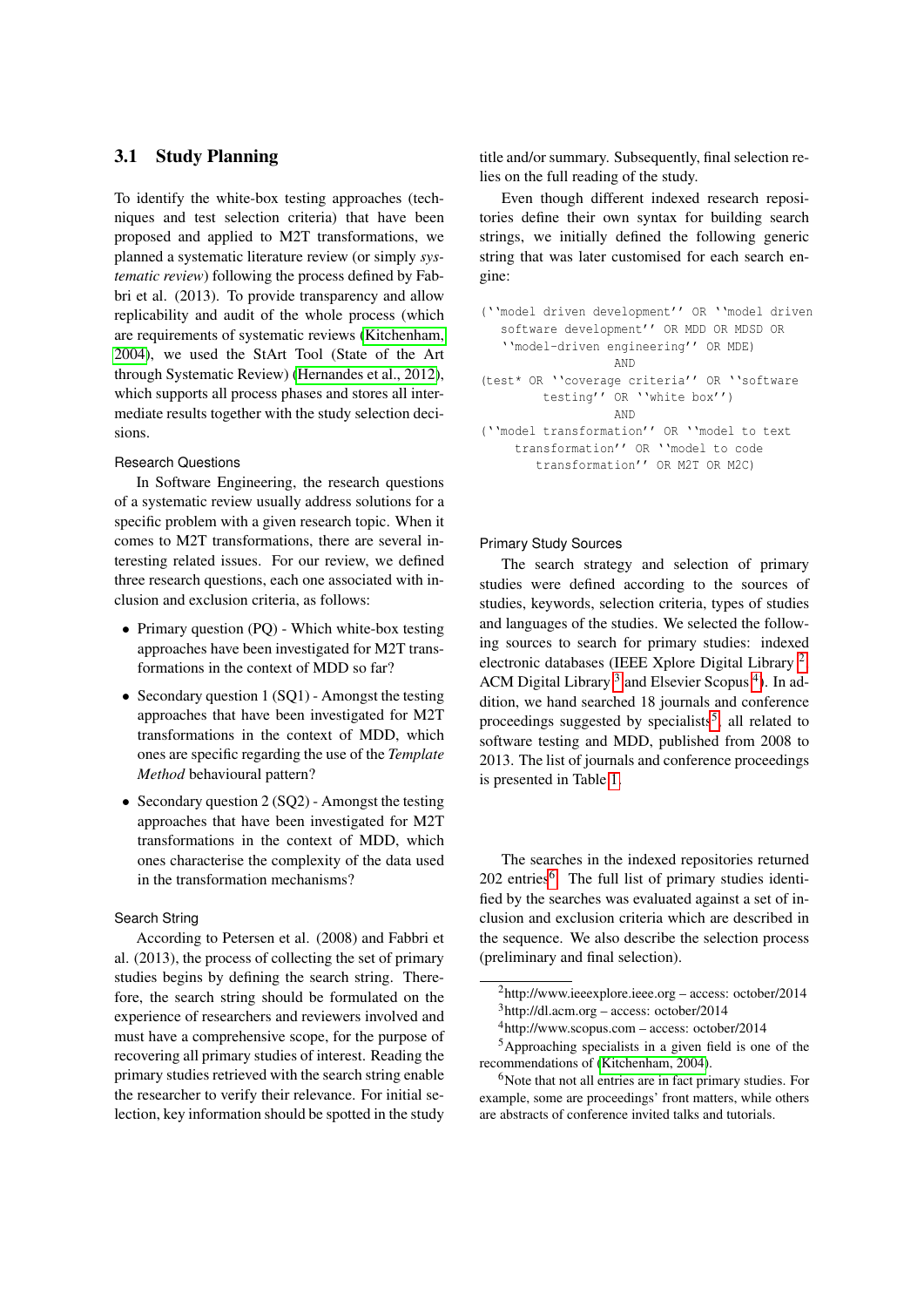### 3.1 Study Planning

To identify the white-box testing approaches (techniques and test selection criteria) that have been proposed and applied to M2T transformations, we planned a systematic literature review (or simply *systematic review*) following the process defined by Fabbri et al. (2013). To provide transparency and allow replicability and audit of the whole process (which are requirements of systematic reviews (Kitchenham, 2004), we used the StArt Tool (State of the Art through Systematic Review) (Hernandes et al., 2012), which supports all process phases and stores all intermediate results together with the study selection decisions.

#### Research Questions

In Software Engineering, the research questions of a systematic review usually address solutions for a specific problem with a given research topic. When it comes to M2T transformations, there are several interesting related issues. For our review, we defined three research questions, each one associated with inclusion and exclusion criteria, as follows:

- Primary question (PQ) - Which white-box testing approaches have been investigated for M2T transformations in the context of MDD so far?
- Secondary question 1 (SQ1) - Amongst the testing approaches that have been investigated for M2T transformations in the context of MDD, which ones are specific regarding the use of the *Template Method* behavioural pattern?
- Secondary question 2 (SQ2) - Amongst the testing approaches that have been investigated for M2T transformations in the context of MDD, which ones characterise the complexity of the data used in the transformation mechanisms?

#### Search String

According to Petersen et al. (2008) and Fabbri et al. (2013), the process of collecting the set of primary studies begins by defining the search string. Therefore, the search string should be formulated on the experience of researchers and reviewers involved and must have a comprehensive scope, for the purpose of recovering all primary studies of interest. Reading the primary studies retrieved with the search string enable the researcher to verify their relevance. For initial selection, key information should be spotted in the study title and/or summary. Subsequently, final selection relies on the full reading of the study.

Even though different indexed research repositories define their own syntax for building search strings, we initially defined the following generic string that was later customised for each search engine:

```
(``model driven development'' OR ``model driven
   software development'' OR MDD OR MDSD OR
   ``model-driven engineering'' OR MDE)
                 AND
(test* OR ``coverage criteria'' OR ``software
         testing'' OR ``white box'')
                 AND
(``model transformation'' OR ``model to text
     transformation'' OR ``model to code
        transformation'' OR M2T OR M2C)
```

#### Primary Study Sources

The search strategy and selection of primary studies were defined according to the sources of studies, keywords, selection criteria, types of studies and languages of the studies. We selected the following sources to search for primary studies: indexed electronic databases (IEEE Xplore Digital Library [2], ACM Digital Library [3] and Elsevier Scopus [4]). In addition, we hand searched 18 journals and conference proceedings suggested by specialists[5], all related to software testing and MDD, published from 2008 to 2013. The list of journals and conference proceedings is presented in Table 1.

The searches in the indexed repositories returned 202 entries[6]. The full list of primary studies identified by the searches was evaluated against a set of inclusion and exclusion criteria which are described in the sequence. We also describe the selection process (preliminary and final selection).

[2] http://www.ieeexplore.ieee.org – access: october/2014

[3] http://dl.acm.org – access: october/2014

[4] http://www.scopus.com – access: october/2014

[5] Approaching specialists in a given field is one of the recommendations of (Kitchenham, 2004).

[6] Note that not all entries are in fact primary studies. For example, some are proceedings' front matters, while others are abstracts of conference invited talks and tutorials.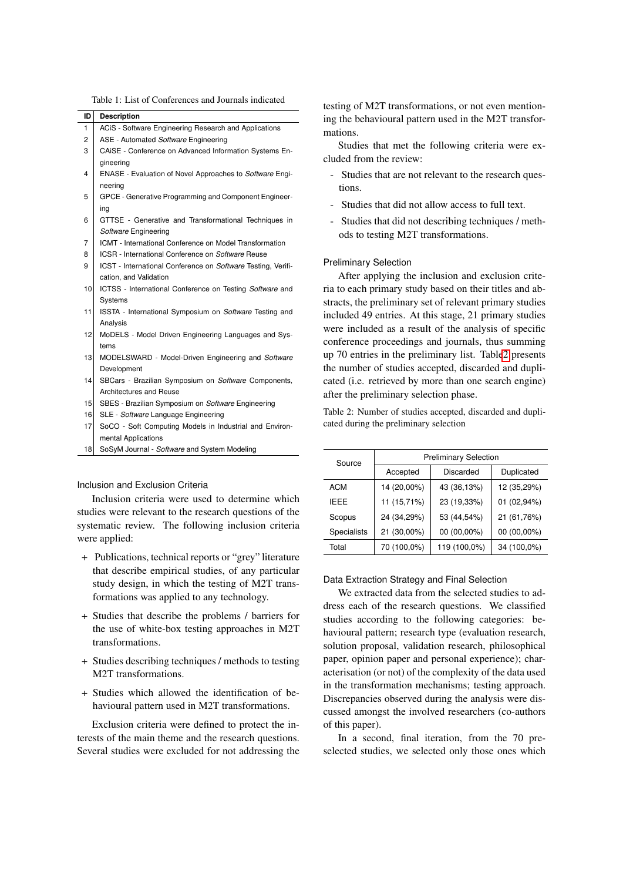Table 1: List of Conferences and Journals indicated

| ID | Description |
|---|---|
| 1 | ACiS - Software Engineering Research and Applications |
| 2 | ASE - Automated *Software* Engineering |
| 3 | CAiSE - Conference on Advanced Information Systems Engineering |
| 4 | ENASE - Evaluation of Novel Approaches to *Software* Engineering |
| 5 | GPCE - Generative Programming and Component Engineering |
| 6 | GTTSE - Generative and Transformational Techniques in *Software* Engineering |
| 7 | ICMT - International Conference on Model Transformation |
| 8 | ICSR - International Conference on *Software* Reuse |
| 9 | ICST - International Conference on *Software* Testing, Verification, and Validation |
| 10 | ICTSS - International Conference on Testing *Software* and Systems |
| 11 | ISSTA - International Symposium on *Software* Testing and Analysis |
| 12 | MoDELS - Model Driven Engineering Languages and Systems |
| 13 | MODELSWARD - Model-Driven Engineering and *Software* Development |
| 14 | SBCars - Brazilian Symposium on *Software* Components, Architectures and Reuse |
| 15 | SBES - Brazilian Symposium on *Software* Engineering |
| 16 | SLE - *Software* Language Engineering |
| 17 | SoCO - Soft Computing Models in Industrial and Environmental Applications |
| 18 | SoSyM Journal - *Software* and System Modeling |

### Inclusion and Exclusion Criteria

Inclusion criteria were used to determine which studies were relevant to the research questions of the systematic review. The following inclusion criteria were applied:

+ Publications, technical reports or "grey" literature that describe empirical studies, of any particular study design, in which the testing of M2T transformations was applied to any technology.
+ Studies that describe the problems / barriers for the use of white-box testing approaches in M2T transformations.
+ Studies describing techniques / methods to testing M2T transformations.
+ Studies which allowed the identification of behavioural pattern used in M2T transformations.

Exclusion criteria were defined to protect the interests of the main theme and the research questions. Several studies were excluded for not addressing the testing of M2T transformations, or not even mentioning the behavioural pattern used in the M2T transformations.

Studies that met the following criteria were excluded from the review:

- Studies that are not relevant to the research questions.
- Studies that did not allow access to full text.
- Studies that did not describing techniques / methods to testing M2T transformations.

### Preliminary Selection

After applying the inclusion and exclusion criteria to each primary study based on their titles and abstracts, the preliminary set of relevant primary studies included 49 entries. At this stage, 21 primary studies were included as a result of the analysis of specific conference proceedings and journals, thus summing up 70 entries in the preliminary list. Table 2 presents the number of studies accepted, discarded and duplicated (i.e. retrieved by more than one search engine) after the preliminary selection phase.

Table 2: Number of studies accepted, discarded and duplicated during the preliminary selection

| Source | Preliminary Selection | | |
|---|---|---|---|
| | Accepted | Discarded | Duplicated |
| ACM | 14 (20,00%) | 43 (36,13%) | 12 (35,29%) |
| IEEE | 11 (15,71%) | 23 (19,33%) | 01 (02,94%) |
| Scopus | 24 (34,29%) | 53 (44,54%) | 21 (61,76%) |
| Specialists | 21 (30,00%) | 00 (00,00%) | 00 (00,00%) |
| Total | 70 (100,0%) | 119 (100,0%) | 34 (100,0%) |

### Data Extraction Strategy and Final Selection

We extracted data from the selected studies to address each of the research questions. We classified studies according to the following categories: behavioural pattern; research type (evaluation research, solution proposal, validation research, philosophical paper, opinion paper and personal experience); characterisation (or not) of the complexity of the data used in the transformation mechanisms; testing approach. Discrepancies observed during the analysis were discussed amongst the involved researchers (co-authors of this paper).

In a second, final iteration, from the 70 pre-selected studies, we selected only those ones which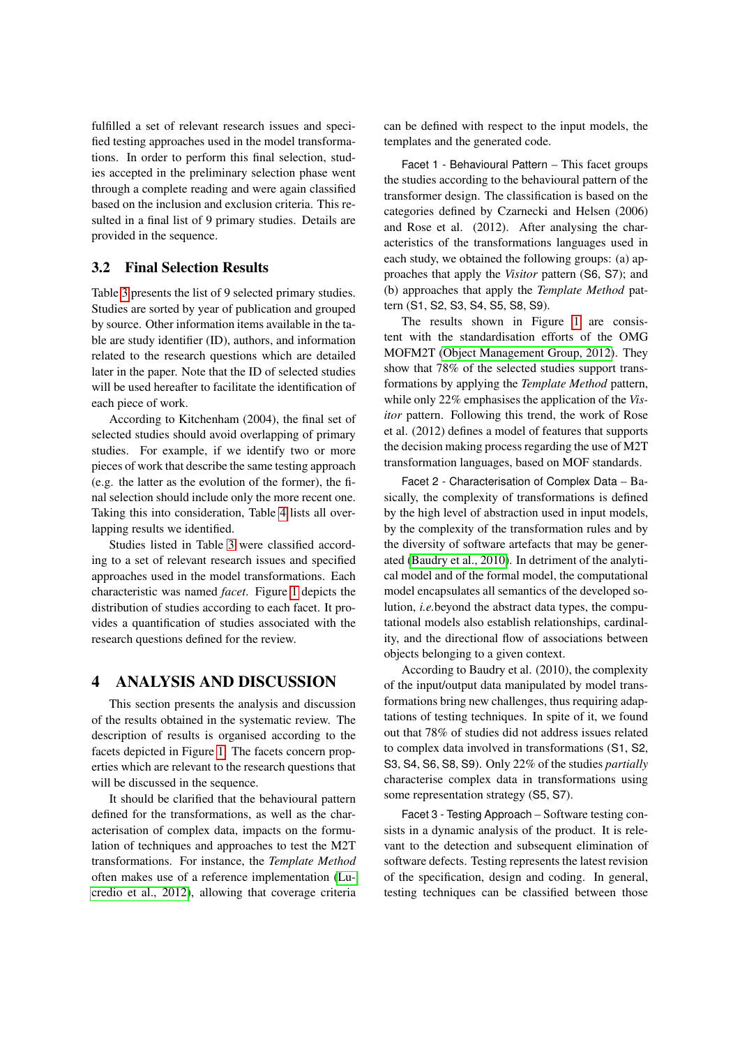fulfilled a set of relevant research issues and specified testing approaches used in the model transformations. In order to perform this final selection, studies accepted in the preliminary selection phase went through a complete reading and were again classified based on the inclusion and exclusion criteria. This resulted in a final list of 9 primary studies. Details are provided in the sequence.

### 3.2 Final Selection Results

Table 3 presents the list of 9 selected primary studies. Studies are sorted by year of publication and grouped by source. Other information items available in the table are study identifier (ID), authors, and information related to the research questions which are detailed later in the paper. Note that the ID of selected studies will be used hereafter to facilitate the identification of each piece of work.

According to Kitchenham (2004), the final set of selected studies should avoid overlapping of primary studies. For example, if we identify two or more pieces of work that describe the same testing approach (e.g. the latter as the evolution of the former), the final selection should include only the more recent one. Taking this into consideration, Table 4 lists all overlapping results we identified.

Studies listed in Table 3 were classified according to a set of relevant research issues and specified approaches used in the model transformations. Each characteristic was named *facet*. Figure 1 depicts the distribution of studies according to each facet. It provides a quantification of studies associated with the research questions defined for the review.

## 4 ANALYSIS AND DISCUSSION

This section presents the analysis and discussion of the results obtained in the systematic review. The description of results is organised according to the facets depicted in Figure 1. The facets concern properties which are relevant to the research questions that will be discussed in the sequence.

It should be clarified that the behavioural pattern defined for the transformations, as well as the characterisation of complex data, impacts on the formulation of techniques and approaches to test the M2T transformations. For instance, the *Template Method* often makes use of a reference implementation (Lucredio et al., 2012), allowing that coverage criteria can be defined with respect to the input models, the templates and the generated code.

Facet 1 - Behavioural Pattern – This facet groups the studies according to the behavioural pattern of the transformer design. The classification is based on the categories defined by Czarnecki and Helsen (2006) and Rose et al. (2012). After analysing the characteristics of the transformations languages used in each study, we obtained the following groups: (a) approaches that apply the *Visitor* pattern (S6, S7); and (b) approaches that apply the *Template Method* pattern (S1, S2, S3, S4, S5, S8, S9).

The results shown in Figure 1 are consistent with the standardisation efforts of the OMG MOFM2T (Object Management Group, 2012). They show that 78% of the selected studies support transformations by applying the *Template Method* pattern, while only 22% emphasises the application of the *Visitor* pattern. Following this trend, the work of Rose et al. (2012) defines a model of features that supports the decision making process regarding the use of M2T transformation languages, based on MOF standards.

Facet 2 - Characterisation of Complex Data – Basically, the complexity of transformations is defined by the high level of abstraction used in input models, by the complexity of the transformation rules and by the diversity of software artefacts that may be generated (Baudry et al., 2010). In detriment of the analytical model and of the formal model, the computational model encapsulates all semantics of the developed solution, *i.e.*beyond the abstract data types, the computational models also establish relationships, cardinality, and the directional flow of associations between objects belonging to a given context.

According to Baudry et al. (2010), the complexity of the input/output data manipulated by model transformations bring new challenges, thus requiring adaptations of testing techniques. In spite of it, we found out that 78% of studies did not address issues related to complex data involved in transformations (S1, S2, S3, S4, S6, S8, S9). Only 22% of the studies *partially* characterise complex data in transformations using some representation strategy (S5, S7).

Facet 3 - Testing Approach – Software testing consists in a dynamic analysis of the product. It is relevant to the detection and subsequent elimination of software defects. Testing represents the latest revision of the specification, design and coding. In general, testing techniques can be classified between those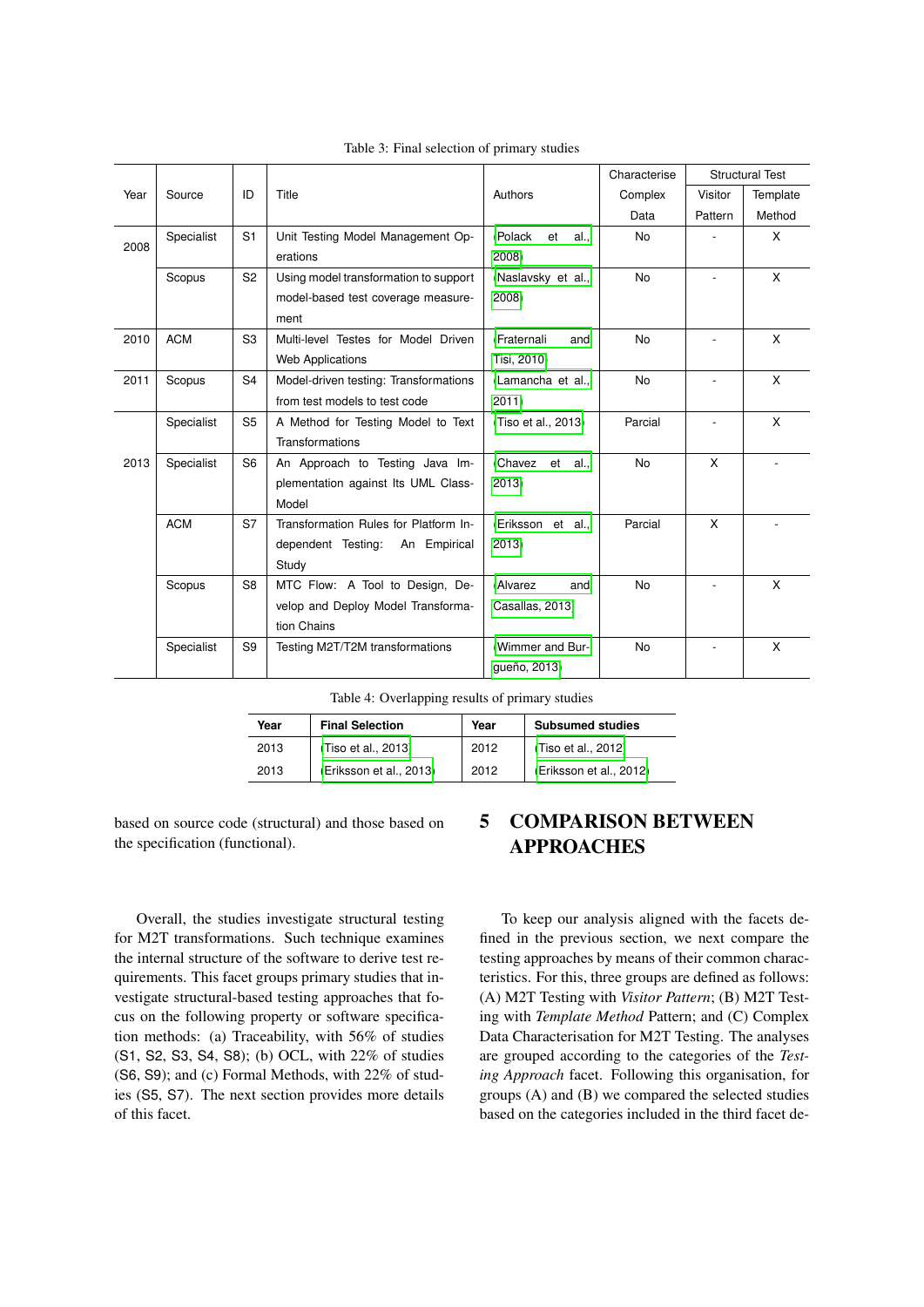Table 3: Final selection of primary studies

| Year | Source | ID | Title | Authors | Characterise Complex Data | Structural Test | |
|---|---|---|---|---|---|---|---|
| | | | | | | Visitor Pattern | Template Method |
| 2008 | Specialist | S1 | Unit Testing Model Management Operations | (Polack et al., 2008) | No | - | X |
| | Scopus | S2 | Using model transformation to support model-based test coverage measurement | (Naslavsky et al., 2008) | No | - | X |
| 2010 | ACM | S3 | Multi-level Testes for Model Driven Web Applications | (Fraternali and Tisi, 2010) | No | - | X |
| 2011 | Scopus | S4 | Model-driven testing: Transformations from test models to test code | (Lamancha et al., 2011) | No | - | X |
| 2013 | Specialist | S5 | A Method for Testing Model to Text Transformations | (Tiso et al., 2013) | Parcial | - | X |
| | Specialist | S6 | An Approach to Testing Java Implementation against Its UML Class-Model | (Chavez et al., 2013) | No | X | - |
| | ACM | S7 | Transformation Rules for Platform Independent Testing: An Empirical Study | (Eriksson et al., 2013) | Parcial | X | - |
| | Scopus | S8 | MTC Flow: A Tool to Design, Develop and Deploy Model Transformation Chains | (Alvarez and Casallas, 2013) | No | - | X |
| | Specialist | S9 | Testing M2T/T2M transformations | (Wimmer and Burgueño, 2013) | No | - | X |

Table 4: Overlapping results of primary studies

| Year | Final Selection | Year | Subsumed studies |
|---|---|---|---|
| 2013 | (Tiso et al., 2013) | 2012 | (Tiso et al., 2012) |
| 2013 | (Eriksson et al., 2013) | 2012 | (Eriksson et al., 2012) |

based on source code (structural) and those based on the specification (functional).

Overall, the studies investigate structural testing for M2T transformations. Such technique examines the internal structure of the software to derive test requirements. This facet groups primary studies that investigate structural-based testing approaches that focus on the following property or software specification methods: (a) Traceability, with 56% of studies (S1, S2, S3, S4, S8); (b) OCL, with 22% of studies (S6, S9); and (c) Formal Methods, with 22% of studies (S5, S7). The next section provides more details of this facet.

# 5 COMPARISON BETWEEN APPROACHES

To keep our analysis aligned with the facets defined in the previous section, we next compare the testing approaches by means of their common characteristics. For this, three groups are defined as follows: (A) M2T Testing with *Visitor Pattern*; (B) M2T Testing with *Template Method* Pattern; and (C) Complex Data Characterisation for M2T Testing. The analyses are grouped according to the categories of the *Testing Approach* facet. Following this organisation, for groups (A) and (B) we compared the selected studies based on the categories included in the third facet de-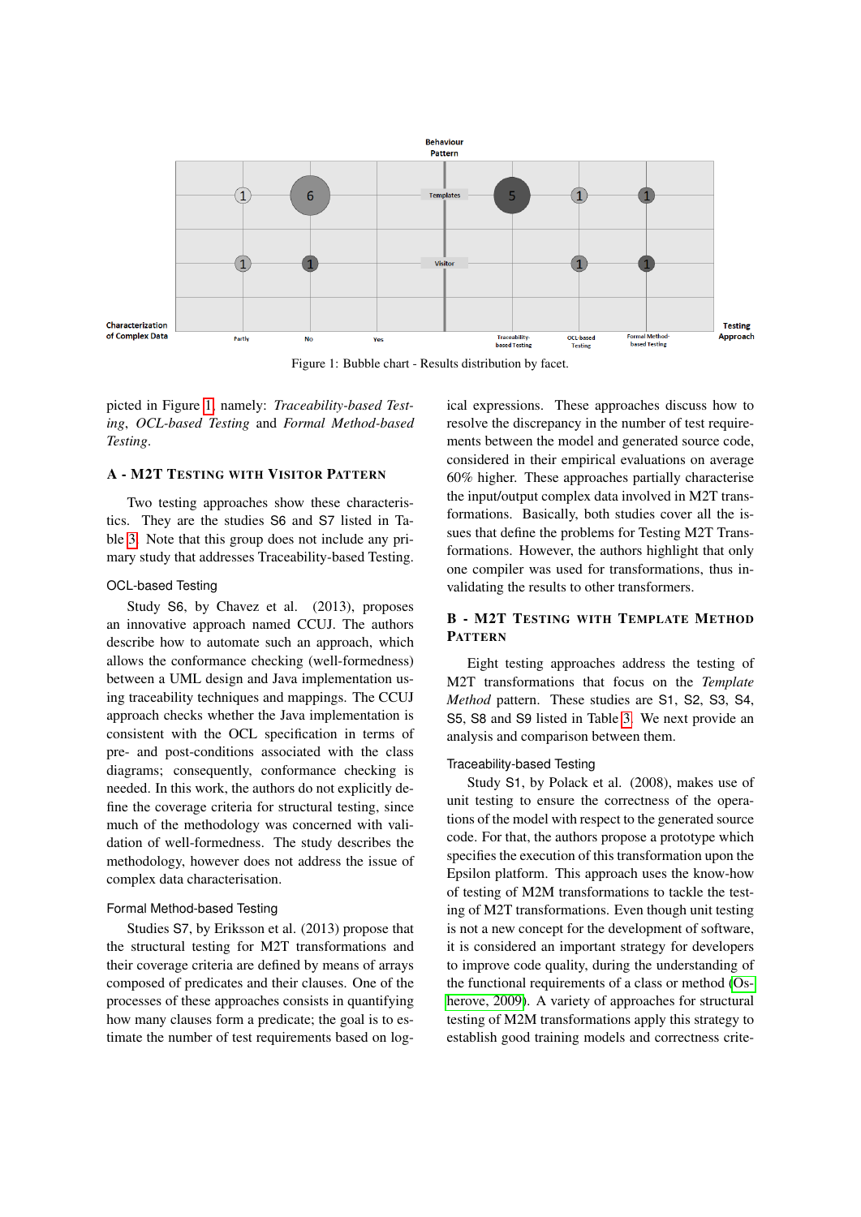Behaviour Pattern

Templates

Visitor

1
6
5
1
1

1
1
1
1

Characterization of Complex Data

Partly
No
Yes
Traceability-based Testing
OCL-based Testing
Formal Method-based Testing

Testing Approach

Figure 1: Bubble chart - Results distribution by facet.

picted in Figure 1, namely: *Traceability-based Testing*, *OCL-based Testing* and *Formal Method-based Testing*.

### A - M2T Testing with Visitor Pattern

Two testing approaches show these characteristics. They are the studies S6 and S7 listed in Table 3. Note that this group does not include any primary study that addresses Traceability-based Testing.

#### OCL-based Testing

Study S6, by Chavez et al. (2013), proposes an innovative approach named CCUJ. The authors describe how to automate such an approach, which allows the conformance checking (well-formedness) between a UML design and Java implementation using traceability techniques and mappings. The CCUJ approach checks whether the Java implementation is consistent with the OCL specification in terms of pre- and post-conditions associated with the class diagrams; consequently, conformance checking is needed. In this work, the authors do not explicitly define the coverage criteria for structural testing, since much of the methodology was concerned with validation of well-formedness. The study describes the methodology, however does not address the issue of complex data characterisation.

#### Formal Method-based Testing

Studies S7, by Eriksson et al. (2013) propose that the structural testing for M2T transformations and their coverage criteria are defined by means of arrays composed of predicates and their clauses. One of the processes of these approaches consists in quantifying how many clauses form a predicate; the goal is to estimate the number of test requirements based on logical expressions. These approaches discuss how to resolve the discrepancy in the number of test requirements between the model and generated source code, considered in their empirical evaluations on average 60% higher. These approaches partially characterise the input/output complex data involved in M2T transformations. Basically, both studies cover all the issues that define the problems for Testing M2T Transformations. However, the authors highlight that only one compiler was used for transformations, thus invalidating the results to other transformers.

### B - M2T Testing with Template Method Pattern

Eight testing approaches address the testing of M2T transformations that focus on the *Template Method* pattern. These studies are S1, S2, S3, S4, S5, S8 and S9 listed in Table 3. We next provide an analysis and comparison between them.

#### Traceability-based Testing

Study S1, by Polack et al. (2008), makes use of unit testing to ensure the correctness of the operations of the model with respect to the generated source code. For that, the authors propose a prototype which specifies the execution of this transformation upon the Epsilon platform. This approach uses the know-how of testing of M2M transformations to tackle the testing of M2T transformations. Even though unit testing is not a new concept for the development of software, it is considered an important strategy for developers to improve code quality, during the understanding of the functional requirements of a class or method (Osherove, 2009). A variety of approaches for structural testing of M2M transformations apply this strategy to establish good training models and correctness crite-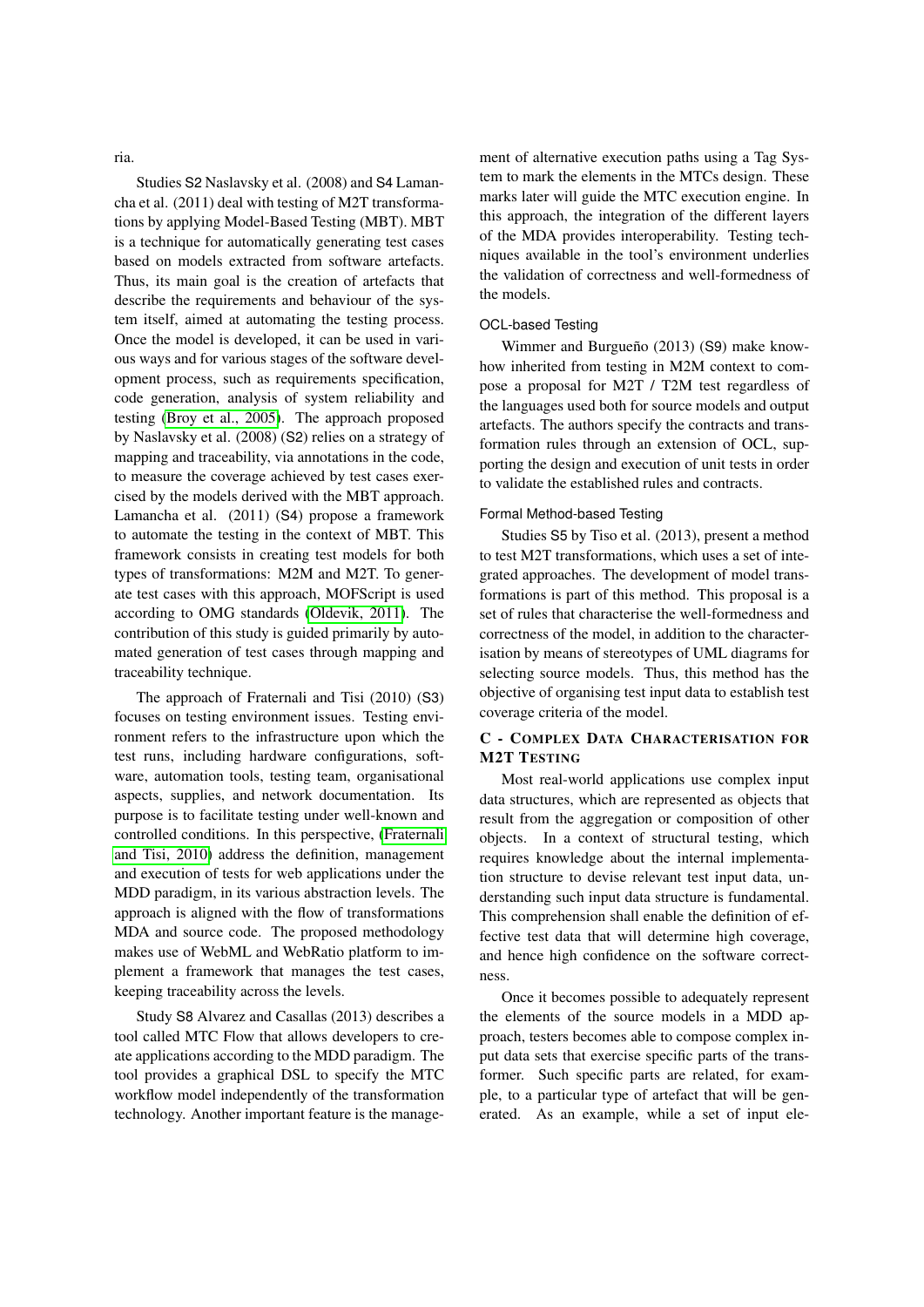ria.

Studies S2 Naslavsky et al. (2008) and S4 Lamancha et al. (2011) deal with testing of M2T transformations by applying Model-Based Testing (MBT). MBT is a technique for automatically generating test cases based on models extracted from software artefacts. Thus, its main goal is the creation of artefacts that describe the requirements and behaviour of the system itself, aimed at automating the testing process. Once the model is developed, it can be used in various ways and for various stages of the software development process, such as requirements specification, code generation, analysis of system reliability and testing (Broy et al., 2005). The approach proposed by Naslavsky et al. (2008) (S2) relies on a strategy of mapping and traceability, via annotations in the code, to measure the coverage achieved by test cases exercised by the models derived with the MBT approach. Lamancha et al. (2011) (S4) propose a framework to automate the testing in the context of MBT. This framework consists in creating test models for both types of transformations: M2M and M2T. To generate test cases with this approach, MOFScript is used according to OMG standards (Oldevik, 2011). The contribution of this study is guided primarily by automated generation of test cases through mapping and traceability technique.

The approach of Fraternali and Tisi (2010) (S3) focuses on testing environment issues. Testing environment refers to the infrastructure upon which the test runs, including hardware configurations, software, automation tools, testing team, organisational aspects, supplies, and network documentation. Its purpose is to facilitate testing under well-known and controlled conditions. In this perspective, (Fraternali and Tisi, 2010) address the definition, management and execution of tests for web applications under the MDD paradigm, in its various abstraction levels. The approach is aligned with the flow of transformations MDA and source code. The proposed methodology makes use of WebML and WebRatio platform to implement a framework that manages the test cases, keeping traceability across the levels.

Study S8 Alvarez and Casallas (2013) describes a tool called MTC Flow that allows developers to create applications according to the MDD paradigm. The tool provides a graphical DSL to specify the MTC workflow model independently of the transformation technology. Another important feature is the management of alternative execution paths using a Tag System to mark the elements in the MTCs design. These marks later will guide the MTC execution engine. In this approach, the integration of the different layers of the MDA provides interoperability. Testing techniques available in the tool's environment underlies the validation of correctness and well-formedness of the models.

#### OCL-based Testing

Wimmer and Burgueño (2013) (S9) make know-how inherited from testing in M2M context to compose a proposal for M2T / T2M test regardless of the languages used both for source models and output artefacts. The authors specify the contracts and transformation rules through an extension of OCL, supporting the design and execution of unit tests in order to validate the established rules and contracts.

#### Formal Method-based Testing

Studies S5 by Tiso et al. (2013), present a method to test M2T transformations, which uses a set of integrated approaches. The development of model transformations is part of this method. This proposal is a set of rules that characterise the well-formedness and correctness of the model, in addition to the characterisation by means of stereotypes of UML diagrams for selecting source models. Thus, this method has the objective of organising test input data to establish test coverage criteria of the model.

### C - Complex Data Characterisation for M2T Testing

Most real-world applications use complex input data structures, which are represented as objects that result from the aggregation or composition of other objects. In a context of structural testing, which requires knowledge about the internal implementation structure to devise relevant test input data, understanding such input data structure is fundamental. This comprehension shall enable the definition of effective test data that will determine high coverage, and hence high confidence on the software correctness.

Once it becomes possible to adequately represent the elements of the source models in a MDD approach, testers becomes able to compose complex input data sets that exercise specific parts of the transformer. Such specific parts are related, for example, to a particular type of artefact that will be generated. As an example, while a set of input ele-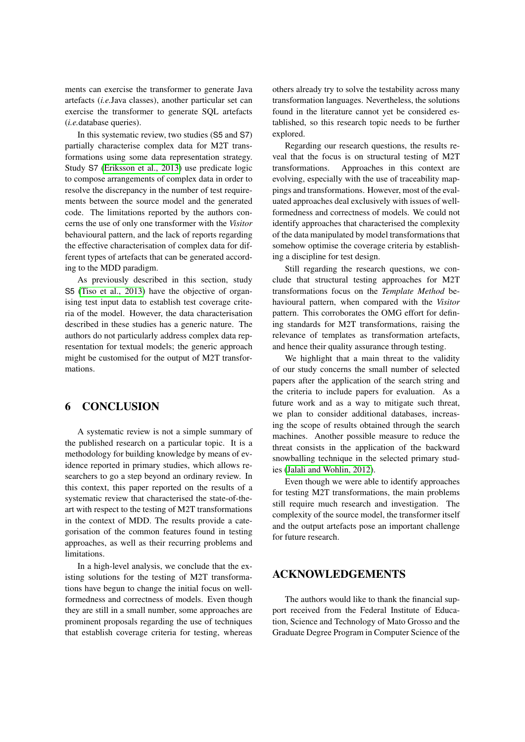ments can exercise the transformer to generate Java artefacts (*i.e.*Java classes), another particular set can exercise the transformer to generate SQL artefacts (*i.e.*database queries).

In this systematic review, two studies (S5 and S7) partially characterise complex data for M2T transformations using some data representation strategy. Study S7 (Eriksson et al., 2013) use predicate logic to compose arrangements of complex data in order to resolve the discrepancy in the number of test requirements between the source model and the generated code. The limitations reported by the authors concerns the use of only one transformer with the *Visitor* behavioural pattern, and the lack of reports regarding the effective characterisation of complex data for different types of artefacts that can be generated according to the MDD paradigm.

As previously described in this section, study S5 (Tiso et al., 2013) have the objective of organising test input data to establish test coverage criteria of the model. However, the data characterisation described in these studies has a generic nature. The authors do not particularly address complex data representation for textual models; the generic approach might be customised for the output of M2T transformations.

## 6 CONCLUSION

A systematic review is not a simple summary of the published research on a particular topic. It is a methodology for building knowledge by means of evidence reported in primary studies, which allows researchers to go a step beyond an ordinary review. In this context, this paper reported on the results of a systematic review that characterised the state-of-the-art with respect to the testing of M2T transformations in the context of MDD. The results provide a categorisation of the common features found in testing approaches, as well as their recurring problems and limitations.

In a high-level analysis, we conclude that the existing solutions for the testing of M2T transformations have begun to change the initial focus on well-formedness and correctness of models. Even though they are still in a small number, some approaches are prominent proposals regarding the use of techniques that establish coverage criteria for testing, whereas others already try to solve the testability across many transformation languages. Nevertheless, the solutions found in the literature cannot yet be considered established, so this research topic needs to be further explored.

Regarding our research questions, the results reveal that the focus is on structural testing of M2T transformations. Approaches in this context are evolving, especially with the use of traceability mappings and transformations. However, most of the evaluated approaches deal exclusively with issues of well-formedness and correctness of models. We could not identify approaches that characterised the complexity of the data manipulated by model transformations that somehow optimise the coverage criteria by establishing a discipline for test design.

Still regarding the research questions, we conclude that structural testing approaches for M2T transformations focus on the *Template Method* behavioural pattern, when compared with the *Visitor* pattern. This corroborates the OMG effort for defining standards for M2T transformations, raising the relevance of templates as transformation artefacts, and hence their quality assurance through testing.

We highlight that a main threat to the validity of our study concerns the small number of selected papers after the application of the search string and the criteria to include papers for evaluation. As a future work and as a way to mitigate such threat, we plan to consider additional databases, increasing the scope of results obtained through the search machines. Another possible measure to reduce the threat consists in the application of the backward snowballing technique in the selected primary studies (Jalali and Wohlin, 2012).

Even though we were able to identify approaches for testing M2T transformations, the main problems still require much research and investigation. The complexity of the source model, the transformer itself and the output artefacts pose an important challenge for future research.

## ACKNOWLEDGEMENTS

The authors would like to thank the financial support received from the Federal Institute of Education, Science and Technology of Mato Grosso and the Graduate Degree Program in Computer Science of the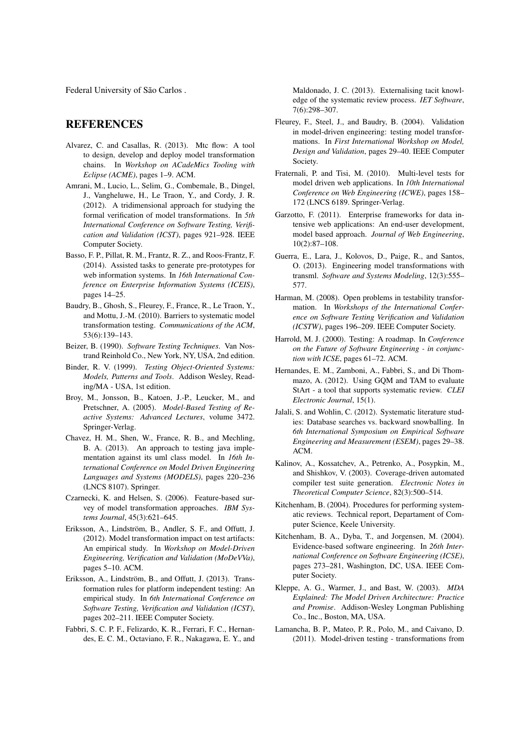Federal University of São Carlos .

## REFERENCES

Alvarez, C. and Casallas, R. (2013). Mtc flow: A tool to design, develop and deploy model transformation chains. In *Workshop on ACadeMics Tooling with Eclipse (ACME)*, pages 1–9. ACM.

Amrani, M., Lucio, L., Selim, G., Combemale, B., Dingel, J., Vangheluwe, H., Le Traon, Y., and Cordy, J. R. (2012). A tridimensional approach for studying the formal verification of model transformations. In *5th International Conference on Software Testing, Verification and Validation (ICST)*, pages 921–928. IEEE Computer Society.

Basso, F. P., Pillat, R. M., Frantz, R. Z., and Roos-Frantz, F. (2014). Assisted tasks to generate pre-prototypes for web information systems. In *16th International Conference on Enterprise Information Systems (ICEIS)*, pages 14–25.

Baudry, B., Ghosh, S., Fleurey, F., France, R., Le Traon, Y., and Mottu, J.-M. (2010). Barriers to systematic model transformation testing. *Communications of the ACM*, 53(6):139–143.

Beizer, B. (1990). *Software Testing Techniques*. Van Nostrand Reinhold Co., New York, NY, USA, 2nd edition.

Binder, R. V. (1999). *Testing Object-Oriented Systems: Models, Patterns and Tools*. Addison Wesley, Reading/MA - USA, 1st edition.

Broy, M., Jonsson, B., Katoen, J.-P., Leucker, M., and Pretschner, A. (2005). *Model-Based Testing of Reactive Systems: Advanced Lectures*, volume 3472. Springer-Verlag.

Chavez, H. M., Shen, W., France, R. B., and Mechling, B. A. (2013). An approach to testing java implementation against its uml class model. In *16th International Conference on Model Driven Engineering Languages and Systems (MODELS)*, pages 220–236 (LNCS 8107). Springer.

Czarnecki, K. and Helsen, S. (2006). Feature-based survey of model transformation approaches. *IBM Systems Journal*, 45(3):621–645.

Eriksson, A., Lindström, B., Andler, S. F., and Offutt, J. (2012). Model transformation impact on test artifacts: An empirical study. In *Workshop on Model-Driven Engineering, Verification and Validation (MoDeVVa)*, pages 5–10. ACM.

Eriksson, A., Lindström, B., and Offutt, J. (2013). Transformation rules for platform independent testing: An empirical study. In *6th International Conference on Software Testing, Verification and Validation (ICST)*, pages 202–211. IEEE Computer Society.

Fabbri, S. C. P. F., Felizardo, K. R., Ferrari, F. C., Hernandes, E. C. M., Octaviano, F. R., Nakagawa, E. Y., and Maldonado, J. C. (2013). Externalising tacit knowledge of the systematic review process. *IET Software*, 7(6):298–307.

Fleurey, F., Steel, J., and Baudry, B. (2004). Validation in model-driven engineering: testing model transformations. In *First International Workshop on Model, Design and Validation*, pages 29–40. IEEE Computer Society.

Fraternali, P. and Tisi, M. (2010). Multi-level tests for model driven web applications. In *10th International Conference on Web Engineering (ICWE)*, pages 158–172 (LNCS 6189. Springer-Verlag.

Garzotto, F. (2011). Enterprise frameworks for data intensive web applications: An end-user development, model based approach. *Journal of Web Engineering*, 10(2):87–108.

Guerra, E., Lara, J., Kolovos, D., Paige, R., and Santos, O. (2013). Engineering model transformations with transml. *Software and Systems Modeling*, 12(3):555–577.

Harman, M. (2008). Open problems in testability transformation. In *Workshops of the International Conference on Software Testing Verification and Validation (ICSTW)*, pages 196–209. IEEE Computer Society.

Harrold, M. J. (2000). Testing: A roadmap. In *Conference on the Future of Software Engineering - in conjunction with ICSE*, pages 61–72. ACM.

Hernandes, E. M., Zamboni, A., Fabbri, S., and Di Thommazo, A. (2012). Using GQM and TAM to evaluate StArt - a tool that supports systematic review. *CLEI Electronic Journal*, 15(1).

Jalali, S. and Wohlin, C. (2012). Systematic literature studies: Database searches vs. backward snowballing. In *6th International Symposium on Empirical Software Engineering and Measurement (ESEM)*, pages 29–38. ACM.

Kalinov, A., Kossatchev, A., Petrenko, A., Posypkin, M., and Shishkov, V. (2003). Coverage-driven automated compiler test suite generation. *Electronic Notes in Theoretical Computer Science*, 82(3):500–514.

Kitchenham, B. (2004). Procedures for performing systematic reviews. Technical report, Departament of Computer Science, Keele University.

Kitchenham, B. A., Dyba, T., and Jorgensen, M. (2004). Evidence-based software engineering. In *26th International Conference on Software Engineering (ICSE)*, pages 273–281, Washington, DC, USA. IEEE Computer Society.

Kleppe, A. G., Warmer, J., and Bast, W. (2003). *MDA Explained: The Model Driven Architecture: Practice and Promise*. Addison-Wesley Longman Publishing Co., Inc., Boston, MA, USA.

Lamancha, B. P., Mateo, P. R., Polo, M., and Caivano, D. (2011). Model-driven testing - transformations from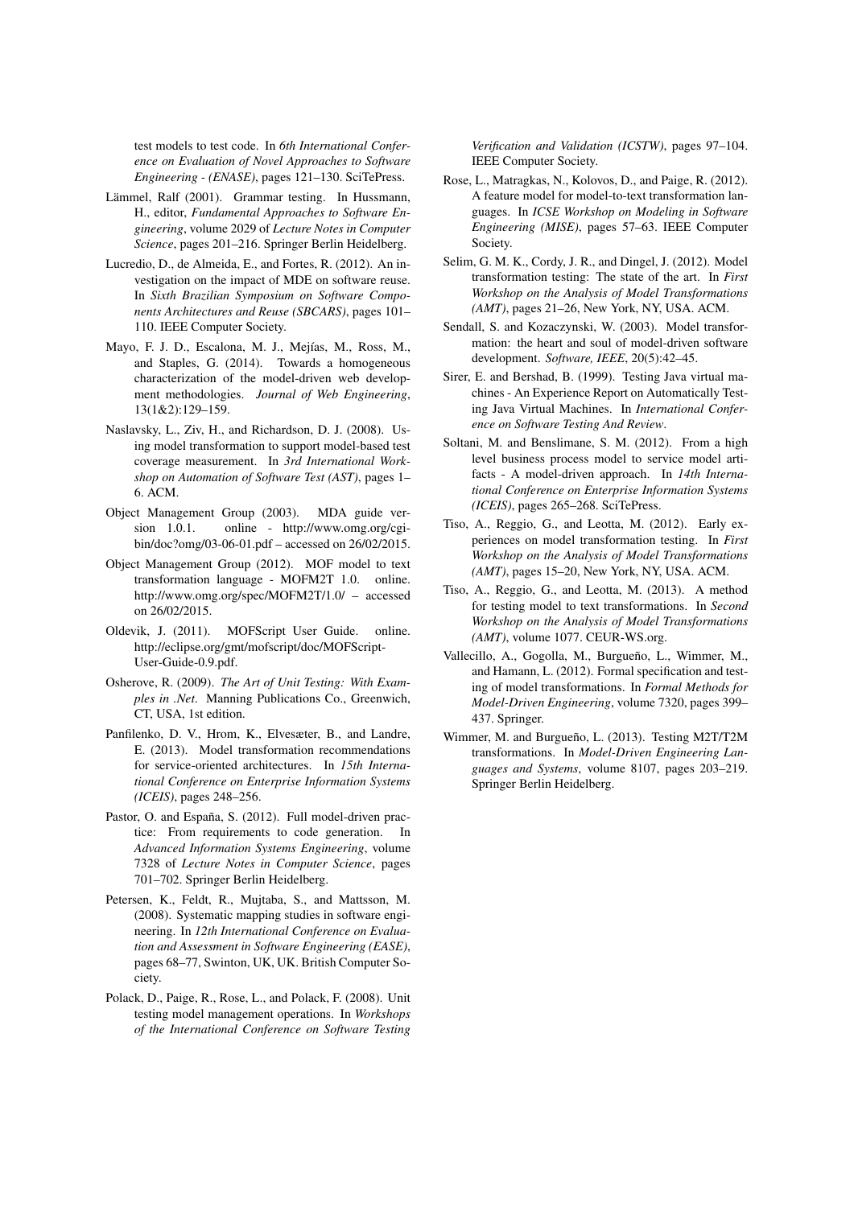test models to test code. In *6th International Conference on Evaluation of Novel Approaches to Software Engineering - (ENASE)*, pages 121–130. SciTePress.

Lämmel, Ralf (2001). Grammar testing. In Hussmann, H., editor, *Fundamental Approaches to Software Engineering*, volume 2029 of *Lecture Notes in Computer Science*, pages 201–216. Springer Berlin Heidelberg.

Lucredio, D., de Almeida, E., and Fortes, R. (2012). An investigation on the impact of MDE on software reuse. In *Sixth Brazilian Symposium on Software Components Architectures and Reuse (SBCARS)*, pages 101–110. IEEE Computer Society.

Mayo, F. J. D., Escalona, M. J., Mejías, M., Ross, M., and Staples, G. (2014). Towards a homogeneous characterization of the model-driven web development methodologies. *Journal of Web Engineering*, 13(1&2):129–159.

Naslavsky, L., Ziv, H., and Richardson, D. J. (2008). Using model transformation to support model-based test coverage measurement. In *3rd International Workshop on Automation of Software Test (AST)*, pages 1–6. ACM.

Object Management Group (2003). MDA guide version 1.0.1. online - http://www.omg.org/cgi-bin/doc?omg/03-06-01.pdf – accessed on 26/02/2015.

Object Management Group (2012). MOF model to text transformation language - MOFM2T 1.0. online. http://www.omg.org/spec/MOFM2T/1.0/ – accessed on 26/02/2015.

Oldevik, J. (2011). MOFScript User Guide. online. http://eclipse.org/gmt/mofscript/doc/MOFScript-User-Guide-0.9.pdf.

Osherove, R. (2009). *The Art of Unit Testing: With Examples in .Net*. Manning Publications Co., Greenwich, CT, USA, 1st edition.

Panfilenko, D. V., Hrom, K., Elvesæter, B., and Landre, E. (2013). Model transformation recommendations for service-oriented architectures. In *15th International Conference on Enterprise Information Systems (ICEIS)*, pages 248–256.

Pastor, O. and España, S. (2012). Full model-driven practice: From requirements to code generation. In *Advanced Information Systems Engineering*, volume 7328 of *Lecture Notes in Computer Science*, pages 701–702. Springer Berlin Heidelberg.

Petersen, K., Feldt, R., Mujtaba, S., and Mattsson, M. (2008). Systematic mapping studies in software engineering. In *12th International Conference on Evaluation and Assessment in Software Engineering (EASE)*, pages 68–77, Swinton, UK, UK. British Computer Society.

Polack, D., Paige, R., Rose, L., and Polack, F. (2008). Unit testing model management operations. In *Workshops of the International Conference on Software Testing Verification and Validation (ICSTW)*, pages 97–104. IEEE Computer Society.

Rose, L., Matragkas, N., Kolovos, D., and Paige, R. (2012). A feature model for model-to-text transformation languages. In *ICSE Workshop on Modeling in Software Engineering (MISE)*, pages 57–63. IEEE Computer Society.

Selim, G. M. K., Cordy, J. R., and Dingel, J. (2012). Model transformation testing: The state of the art. In *First Workshop on the Analysis of Model Transformations (AMT)*, pages 21–26, New York, NY, USA. ACM.

Sendall, S. and Kozaczynski, W. (2003). Model transformation: the heart and soul of model-driven software development. *Software, IEEE*, 20(5):42–45.

Sirer, E. and Bershad, B. (1999). Testing Java virtual machines - An Experience Report on Automatically Testing Java Virtual Machines. In *International Conference on Software Testing And Review*.

Soltani, M. and Benslimane, S. M. (2012). From a high level business process model to service model artifacts - A model-driven approach. In *14th International Conference on Enterprise Information Systems (ICEIS)*, pages 265–268. SciTePress.

Tiso, A., Reggio, G., and Leotta, M. (2012). Early experiences on model transformation testing. In *First Workshop on the Analysis of Model Transformations (AMT)*, pages 15–20, New York, NY, USA. ACM.

Tiso, A., Reggio, G., and Leotta, M. (2013). A method for testing model to text transformations. In *Second Workshop on the Analysis of Model Transformations (AMT)*, volume 1077. CEUR-WS.org.

Vallecillo, A., Gogolla, M., Burgueño, L., Wimmer, M., and Hamann, L. (2012). Formal specification and testing of model transformations. In *Formal Methods for Model-Driven Engineering*, volume 7320, pages 399–437. Springer.

Wimmer, M. and Burgueño, L. (2013). Testing M2T/T2M transformations. In *Model-Driven Engineering Languages and Systems*, volume 8107, pages 203–219. Springer Berlin Heidelberg.